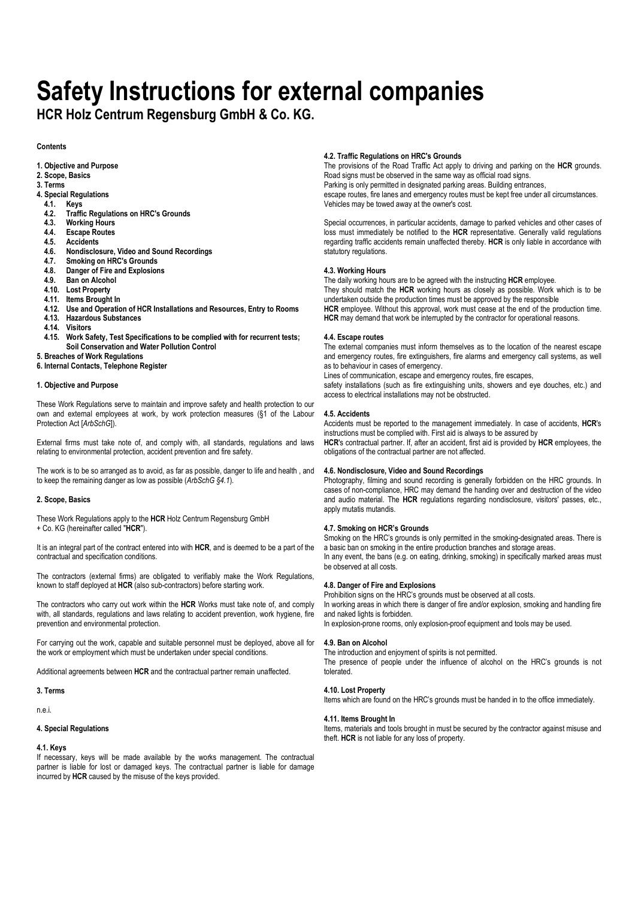# Safety Instructions for external companies

## HCR Holz Centrum Regensburg GmbH & Co. KG.

**Contents**

**1. Objective and Purpose**
**2. Scope, Basics**
**3. Terms**
**4. Special Regulations**
- **4.1. Keys**
- **4.2. Traffic Regulations on HRC's Grounds**
- **4.3. Working Hours**
- **4.4. Escape Routes**
- **4.5. Accidents**
- **4.6. Nondisclosure, Video and Sound Recordings**
- **4.7. Smoking on HRC's Grounds**
- **4.8. Danger of Fire and Explosions**
- **4.9. Ban on Alcohol**
- **4.10. Lost Property**
- **4.11. Items Brought In**
- **4.12. Use and Operation of HCR Installations and Resources, Entry to Rooms**
- **4.13. Hazardous Substances**
- **4.14. Visitors**
- **4.15. Work Safety, Test Specifications to be complied with for recurrent tests; Soil Conservation and Water Pollution Control**

**5. Breaches of Work Regulations**
**6. Internal Contacts, Telephone Register**

### 1. Objective and Purpose

These Work Regulations serve to maintain and improve safety and health protection to our own and external employees at work, by work protection measures (§1 of the Labour Protection Act [*ArbSchG*]).

External firms must take note of, and comply with, all standards, regulations and laws relating to environmental protection, accident prevention and fire safety.

The work is to be so arranged as to avoid, as far as possible, danger to life and health , and to keep the remaining danger as low as possible (*ArbSchG §4.1*).

### 2. Scope, Basics

These Work Regulations apply to the **HCR** Holz Centrum Regensburg GmbH + Co. KG (hereinafter called "**HCR**").

It is an integral part of the contract entered into with **HCR**, and is deemed to be a part of the contractual and specification conditions.

The contractors (external firms) are obligated to verifiably make the Work Regulations, known to staff deployed at **HCR** (also sub-contractors) before starting work.

The contractors who carry out work within the **HCR** Works must take note of, and comply with, all standards, regulations and laws relating to accident prevention, work hygiene, fire prevention and environmental protection.

For carrying out the work, capable and suitable personnel must be deployed, above all for the work or employment which must be undertaken under special conditions.

Additional agreements between **HCR** and the contractual partner remain unaffected.

### 3. Terms

n.e.i.

### 4. Special Regulations

#### 4.1. Keys

If necessary, keys will be made available by the works management. The contractual partner is liable for lost or damaged keys. The contractual partner is liable for damage incurred by **HCR** caused by the misuse of the keys provided.

#### 4.2. Traffic Regulations on HRC's Grounds

The provisions of the Road Traffic Act apply to driving and parking on the **HCR** grounds. Road signs must be observed in the same way as official road signs.
Parking is only permitted in designated parking areas. Building entrances, escape routes, fire lanes and emergency routes must be kept free under all circumstances. Vehicles may be towed away at the owner's cost.

Special occurrences, in particular accidents, damage to parked vehicles and other cases of loss must immediately be notified to the **HCR** representative. Generally valid regulations regarding traffic accidents remain unaffected thereby. **HCR** is only liable in accordance with statutory regulations.

#### 4.3. Working Hours

The daily working hours are to be agreed with the instructing **HCR** employee.
They should match the **HCR** working hours as closely as possible. Work which is to be undertaken outside the production times must be approved by the responsible **HCR** employee. Without this approval, work must cease at the end of the production time. **HCR** may demand that work be interrupted by the contractor for operational reasons.

#### 4.4. Escape routes

The external companies must inform themselves as to the location of the nearest escape and emergency routes, fire extinguishers, fire alarms and emergency call systems, as well as to behaviour in cases of emergency.
Lines of communication, escape and emergency routes, fire escapes, safety installations (such as fire extinguishing units, showers and eye douches, etc.) and access to electrical installations may not be obstructed.

#### 4.5. Accidents

Accidents must be reported to the management immediately. In case of accidents, **HCR**'s instructions must be complied with. First aid is always to be assured by **HCR**'s contractual partner. If, after an accident, first aid is provided by **HCR** employees, the obligations of the contractual partner are not affected.

#### 4.6. Nondisclosure, Video and Sound Recordings

Photography, filming and sound recording is generally forbidden on the HRC grounds. In cases of non-compliance, HRC may demand the handing over and destruction of the video and audio material. The **HCR** regulations regarding nondisclosure, visitors' passes, etc., apply mutatis mutandis.

#### 4.7. Smoking on HCR's Grounds

Smoking on the HRC's grounds is only permitted in the smoking-designated areas. There is a basic ban on smoking in the entire production branches and storage areas.
In any event, the bans (e.g. on eating, drinking, smoking) in specifically marked areas must be observed at all costs.

#### 4.8. Danger of Fire and Explosions

Prohibition signs on the HRC's grounds must be observed at all costs.
In working areas in which there is danger of fire and/or explosion, smoking and handling fire and naked lights is forbidden.
In explosion-prone rooms, only explosion-proof equipment and tools may be used.

#### 4.9. Ban on Alcohol

The introduction and enjoyment of spirits is not permitted.
The presence of people under the influence of alcohol on the HRC's grounds is not tolerated.

#### 4.10. Lost Property

Items which are found on the HRC's grounds must be handed in to the office immediately.

#### 4.11. Items Brought In

Items, materials and tools brought in must be secured by the contractor against misuse and theft. **HCR** is not liable for any loss of property.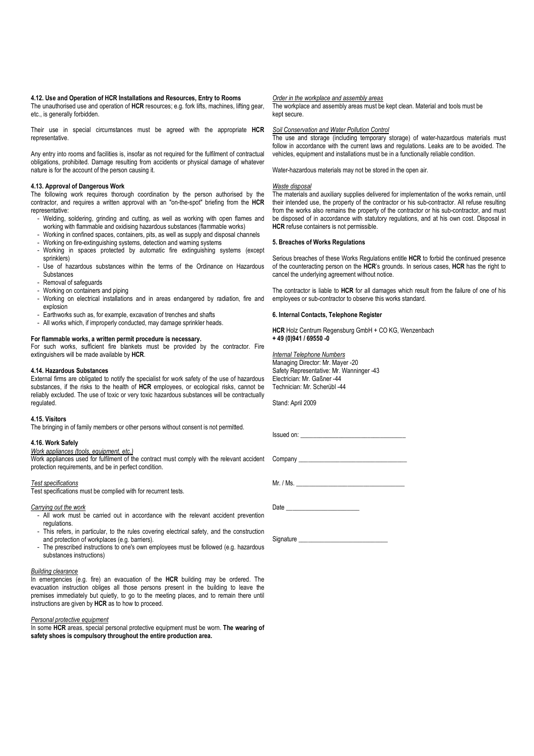#### 4.12. Use and Operation of HCR Installations and Resources, Entry to Rooms

The unauthorised use and operation of **HCR** resources; e.g. fork lifts, machines, lifting gear, etc., is generally forbidden.

Their use in special circumstances must be agreed with the appropriate **HCR** representative.

Any entry into rooms and facilities is, insofar as not required for the fulfilment of contractual obligations, prohibited. Damage resulting from accidents or physical damage of whatever nature is for the account of the person causing it.

#### 4.13. Approval of Dangerous Work

The following work requires thorough coordination by the person authorised by the contractor, and requires a written approval with an "on-the-spot" briefing from the **HCR** representative:

- Welding, soldering, grinding and cutting, as well as working with open flames and working with flammable and oxidising hazardous substances (flammable works)
- Working in confined spaces, containers, pits, as well as supply and disposal channels
- Working on fire-extinguishing systems, detection and warning systems
- Working in spaces protected by automatic fire extinguishing systems (except sprinklers)
- Use of hazardous substances within the terms of the Ordinance on Hazardous Substances
- Removal of safeguards
- Working on containers and piping
- Working on electrical installations and in areas endangered by radiation, fire and explosion
- Earthworks such as, for example, excavation of trenches and shafts
- All works which, if improperly conducted, may damage sprinkler heads.

**For flammable works, a written permit procedure is necessary.**
For such works, sufficient fire blankets must be provided by the contractor. Fire extinguishers will be made available by **HCR**.

#### 4.14. Hazardous Substances

External firms are obligated to notify the specialist for work safety of the use of hazardous substances, if the risks to the health of **HCR** employees, or ecological risks, cannot be reliably excluded. The use of toxic or very toxic hazardous substances will be contractually regulated.

#### 4.15. Visitors

The bringing in of family members or other persons without consent is not permitted.

#### 4.16. Work Safely

*Work appliances (tools, equipment, etc.)*
Work appliances used for fulfilment of the contract must comply with the relevant accident protection requirements, and be in perfect condition.

*Test specifications*
Test specifications must be complied with for recurrent tests.

*Carrying out the work*

- All work must be carried out in accordance with the relevant accident prevention regulations.
- This refers, in particular, to the rules covering electrical safety, and the construction and protection of workplaces (e.g. barriers).
- The prescribed instructions to one's own employees must be followed (e.g. hazardous substances instructions)

*Building clearance*
In emergencies (e.g. fire) an evacuation of the **HCR** building may be ordered. The evacuation instruction obliges all those persons present in the building to leave the premises immediately but quietly, to go to the meeting places, and to remain there until instructions are given by **HCR** as to how to proceed.

*Personal protective equipment*
In some **HCR** areas, special personal protective equipment must be worn. **The wearing of safety shoes is compulsory throughout the entire production area.**

*Order in the workplace and assembly areas*
The workplace and assembly areas must be kept clean. Material and tools must be kept secure.

*Soil Conservation and Water Pollution Control*
The use and storage (including temporary storage) of water-hazardous materials must follow in accordance with the current laws and regulations. Leaks are to be avoided. The vehicles, equipment and installations must be in a functionally reliable condition.

Water-hazardous materials may not be stored in the open air.

*Waste disposal*
The materials and auxiliary supplies delivered for implementation of the works remain, until their intended use, the property of the contractor or his sub-contractor. All refuse resulting from the works also remains the property of the contractor or his sub-contractor, and must be disposed of in accordance with statutory regulations, and at his own cost. Disposal in **HCR** refuse containers is not permissible.

#### 5. Breaches of Works Regulations

Serious breaches of these Works Regulations entitle **HCR** to forbid the continued presence of the counteracting person on the **HCR**'s grounds. In serious cases, **HCR** has the right to cancel the underlying agreement without notice.

The contractor is liable to **HCR** for all damages which result from the failure of one of his employees or sub-contractor to observe this works standard.

#### 6. Internal Contacts, Telephone Register

**HCR** Holz Centrum Regensburg GmbH + CO KG, Wenzenbach
**+ 49 (0)941 / 69550 -0**

*Internal Telephone Numbers*
Managing Director: Mr. Mayer -20
Safety Representative: Mr. Wanninger -43
Electrician: Mr. Gaßner -44
Technician: Mr. Scherübl -44

Stand: April 2009

Issued on: ________________________________

Company ________________________________

Mr. / Ms. ________________________________

Date ______________________

Signature ___________________________